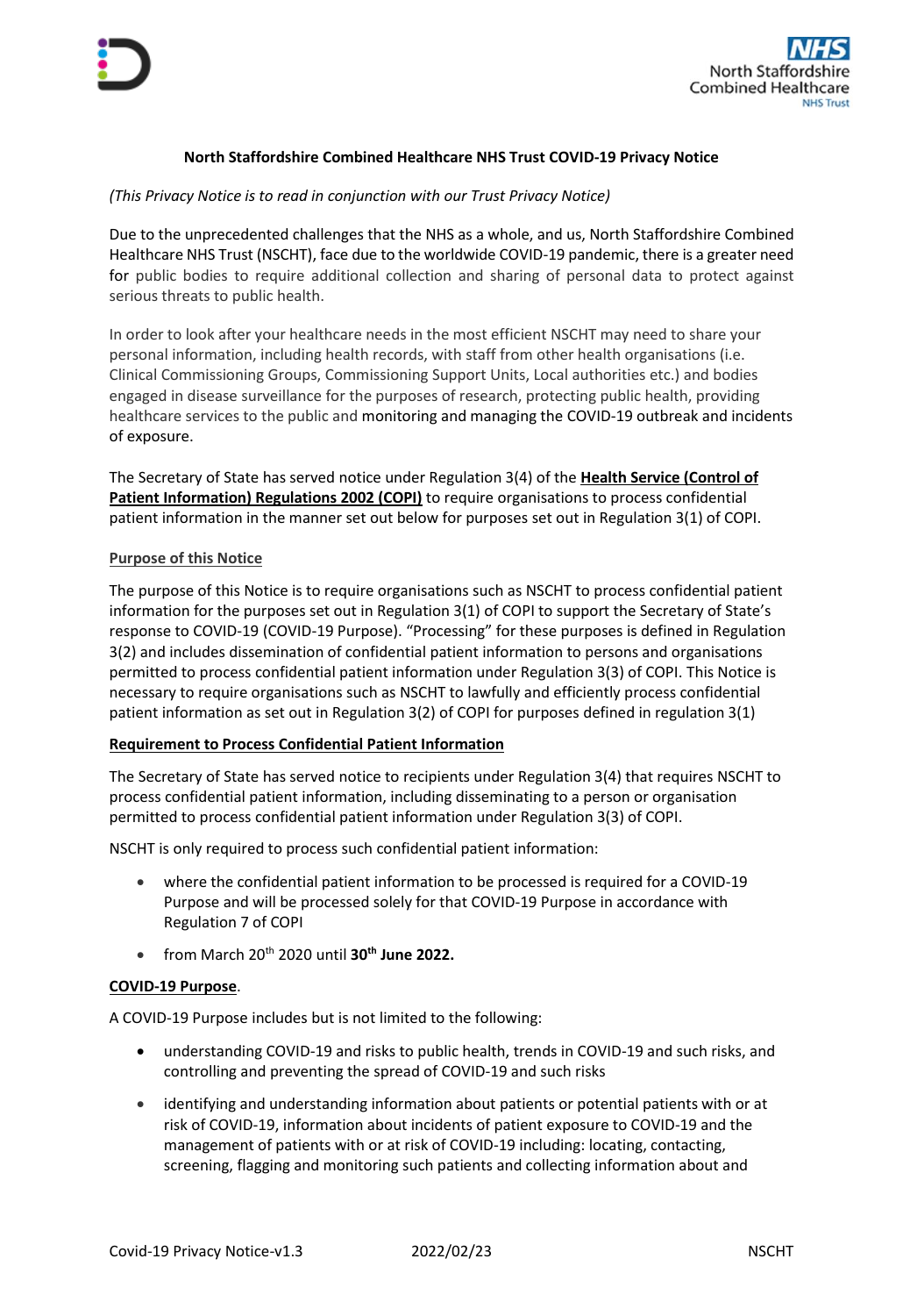# North Staffordshire Combined Healthcare NHS Trust COVID-19 Privacy Notice

*(This Privacy Notice is to read in conjunction with our Trust Privacy Notice)*

Due to the unprecedented challenges that the NHS as a whole, and us, North Staffordshire Combined Healthcare NHS Trust (NSCHT), face due to the worldwide COVID-19 pandemic, there is a greater need for public bodies to require additional collection and sharing of personal data to protect against serious threats to public health.

In order to look after your healthcare needs in the most efficient NSCHT may need to share your personal information, including health records, with staff from other health organisations (i.e. Clinical Commissioning Groups, Commissioning Support Units, Local authorities etc.) and bodies engaged in disease surveillance for the purposes of research, protecting public health, providing healthcare services to the public and monitoring and managing the COVID-19 outbreak and incidents of exposure.

The Secretary of State has served notice under Regulation 3(4) of the **Health Service (Control of Patient Information) Regulations 2002 (COPI)** to require organisations to process confidential patient information in the manner set out below for purposes set out in Regulation 3(1) of COPI.

## Purpose of this Notice

The purpose of this Notice is to require organisations such as NSCHT to process confidential patient information for the purposes set out in Regulation 3(1) of COPI to support the Secretary of State's response to COVID-19 (COVID-19 Purpose). "Processing" for these purposes is defined in Regulation 3(2) and includes dissemination of confidential patient information to persons and organisations permitted to process confidential patient information under Regulation 3(3) of COPI. This Notice is necessary to require organisations such as NSCHT to lawfully and efficiently process confidential patient information as set out in Regulation 3(2) of COPI for purposes defined in regulation 3(1)

## Requirement to Process Confidential Patient Information

The Secretary of State has served notice to recipients under Regulation 3(4) that requires NSCHT to process confidential patient information, including disseminating to a person or organisation permitted to process confidential patient information under Regulation 3(3) of COPI.

NSCHT is only required to process such confidential patient information:

- where the confidential patient information to be processed is required for a COVID-19 Purpose and will be processed solely for that COVID-19 Purpose in accordance with Regulation 7 of COPI
- from March 20th 2020 until **30th June 2022.**

## COVID-19 Purpose.

A COVID-19 Purpose includes but is not limited to the following:

- understanding COVID-19 and risks to public health, trends in COVID-19 and such risks, and controlling and preventing the spread of COVID-19 and such risks
- identifying and understanding information about patients or potential patients with or at risk of COVID-19, information about incidents of patient exposure to COVID-19 and the management of patients with or at risk of COVID-19 including: locating, contacting, screening, flagging and monitoring such patients and collecting information about and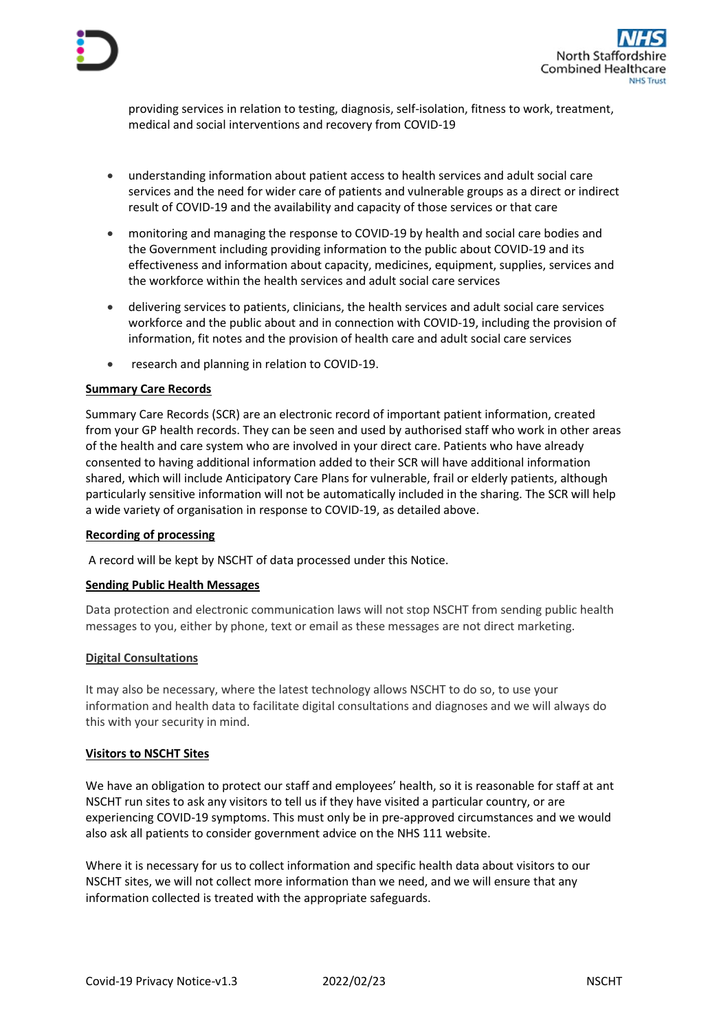providing services in relation to testing, diagnosis, self-isolation, fitness to work, treatment, medical and social interventions and recovery from COVID-19

- understanding information about patient access to health services and adult social care services and the need for wider care of patients and vulnerable groups as a direct or indirect result of COVID-19 and the availability and capacity of those services or that care
- monitoring and managing the response to COVID-19 by health and social care bodies and the Government including providing information to the public about COVID-19 and its effectiveness and information about capacity, medicines, equipment, supplies, services and the workforce within the health services and adult social care services
- delivering services to patients, clinicians, the health services and adult social care services workforce and the public about and in connection with COVID-19, including the provision of information, fit notes and the provision of health care and adult social care services
- research and planning in relation to COVID-19.

**Summary Care Records**

Summary Care Records (SCR) are an electronic record of important patient information, created from your GP health records. They can be seen and used by authorised staff who work in other areas of the health and care system who are involved in your direct care. Patients who have already consented to having additional information added to their SCR will have additional information shared, which will include Anticipatory Care Plans for vulnerable, frail or elderly patients, although particularly sensitive information will not be automatically included in the sharing. The SCR will help a wide variety of organisation in response to COVID-19, as detailed above.

**Recording of processing**

A record will be kept by NSCHT of data processed under this Notice.

**Sending Public Health Messages**

Data protection and electronic communication laws will not stop NSCHT from sending public health messages to you, either by phone, text or email as these messages are not direct marketing.

**Digital Consultations**

It may also be necessary, where the latest technology allows NSCHT to do so, to use your information and health data to facilitate digital consultations and diagnoses and we will always do this with your security in mind.

**Visitors to NSCHT Sites**

We have an obligation to protect our staff and employees' health, so it is reasonable for staff at ant NSCHT run sites to ask any visitors to tell us if they have visited a particular country, or are experiencing COVID-19 symptoms. This must only be in pre-approved circumstances and we would also ask all patients to consider government advice on the NHS 111 website.

Where it is necessary for us to collect information and specific health data about visitors to our NSCHT sites, we will not collect more information than we need, and we will ensure that any information collected is treated with the appropriate safeguards.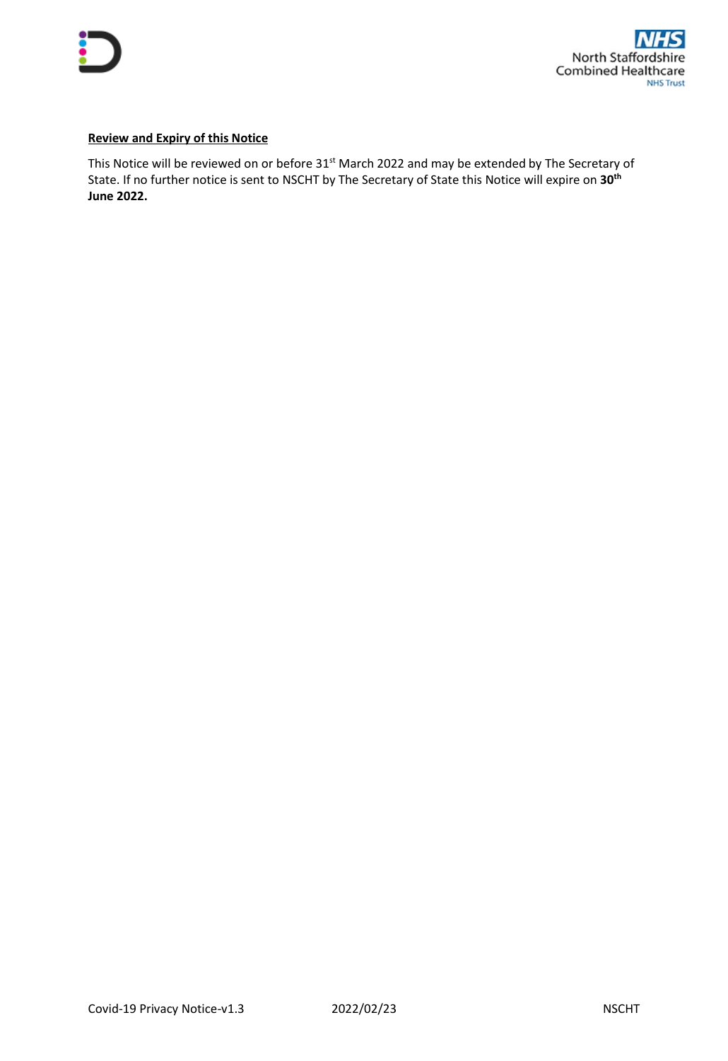**Review and Expiry of this Notice**

This Notice will be reviewed on or before 31st March 2022 and may be extended by The Secretary of State. If no further notice is sent to NSCHT by The Secretary of State this Notice will expire on **30th June 2022.**